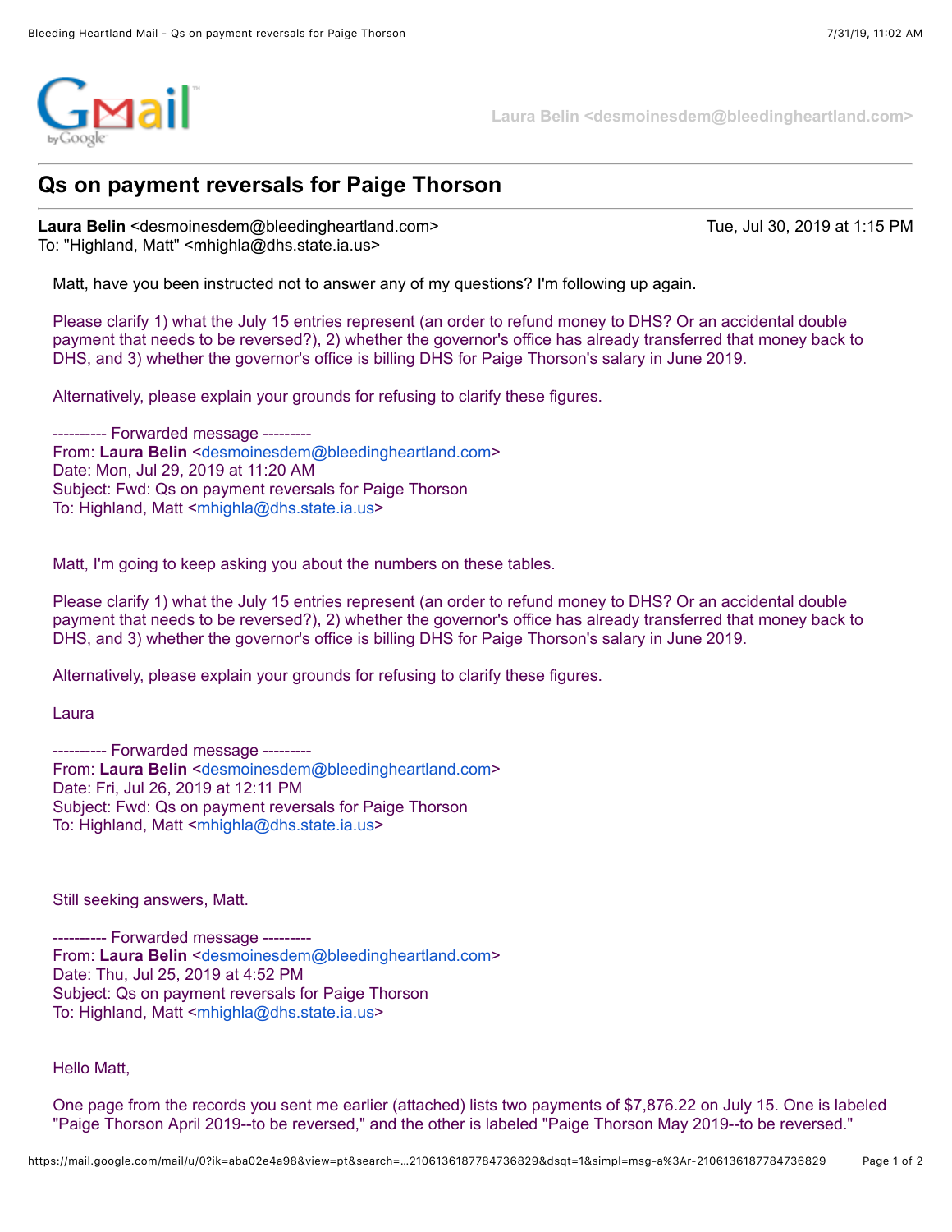Laura Belin <desmoinesdem@bleedingheartland.com>

# Qs on payment reversals for Paige Thorson

**Laura Belin** <desmoinesdem@bleedingheartland.com>  Tue, Jul 30, 2019 at 1:15 PM
To: "Highland, Matt" <mhighla@dhs.state.ia.us>

Matt, have you been instructed not to answer any of my questions? I'm following up again.

Please clarify 1) what the July 15 entries represent (an order to refund money to DHS? Or an accidental double payment that needs to be reversed?), 2) whether the governor's office has already transferred that money back to DHS, and 3) whether the governor's office is billing DHS for Paige Thorson's salary in June 2019.

Alternatively, please explain your grounds for refusing to clarify these figures.

---------- Forwarded message ---------
From: **Laura Belin** <desmoinesdem@bleedingheartland.com>
Date: Mon, Jul 29, 2019 at 11:20 AM
Subject: Fwd: Qs on payment reversals for Paige Thorson
To: Highland, Matt <mhighla@dhs.state.ia.us>

Matt, I'm going to keep asking you about the numbers on these tables.

Please clarify 1) what the July 15 entries represent (an order to refund money to DHS? Or an accidental double payment that needs to be reversed?), 2) whether the governor's office has already transferred that money back to DHS, and 3) whether the governor's office is billing DHS for Paige Thorson's salary in June 2019.

Alternatively, please explain your grounds for refusing to clarify these figures.

Laura

---------- Forwarded message ---------
From: **Laura Belin** <desmoinesdem@bleedingheartland.com>
Date: Fri, Jul 26, 2019 at 12:11 PM
Subject: Fwd: Qs on payment reversals for Paige Thorson
To: Highland, Matt <mhighla@dhs.state.ia.us>

Still seeking answers, Matt.

---------- Forwarded message ---------
From: **Laura Belin** <desmoinesdem@bleedingheartland.com>
Date: Thu, Jul 25, 2019 at 4:52 PM
Subject: Qs on payment reversals for Paige Thorson
To: Highland, Matt <mhighla@dhs.state.ia.us>

Hello Matt,

One page from the records you sent me earlier (attached) lists two payments of $7,876.22 on July 15. One is labeled "Paige Thorson April 2019--to be reversed," and the other is labeled "Paige Thorson May 2019--to be reversed."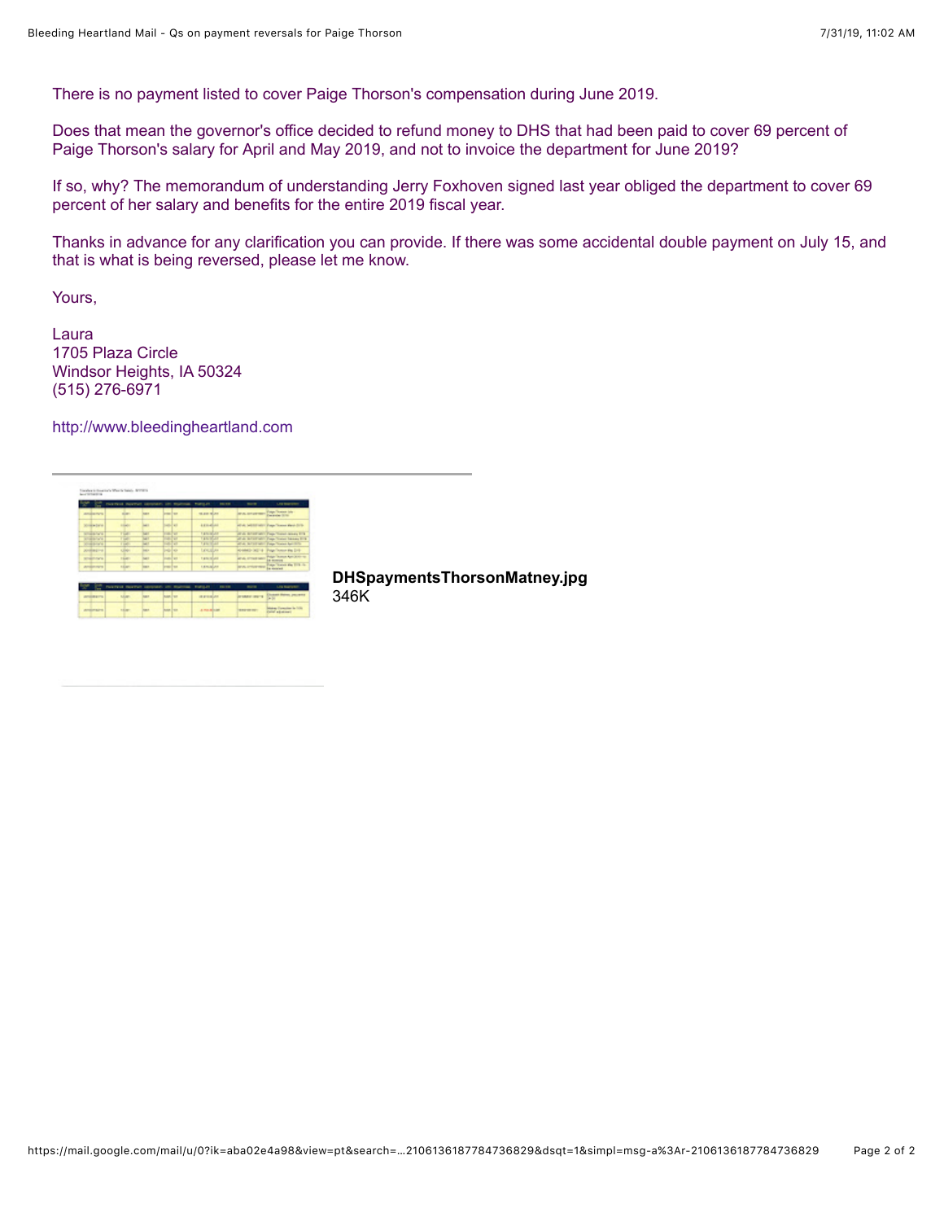There is no payment listed to cover Paige Thorson's compensation during June 2019.

Does that mean the governor's office decided to refund money to DHS that had been paid to cover 69 percent of Paige Thorson's salary for April and May 2019, and not to invoice the department for June 2019?

If so, why? The memorandum of understanding Jerry Foxhoven signed last year obliged the department to cover 69 percent of her salary and benefits for the entire 2019 fiscal year.

Thanks in advance for any clarification you can provide. If there was some accidental double payment on July 15, and that is what is being reversed, please let me know.

Yours,

Laura
1705 Plaza Circle
Windsor Heights, IA 50324
(515) 276-6971

http://www.bleedingheartland.com

**DHSpaymentsThorsonMatney.jpg**
346K